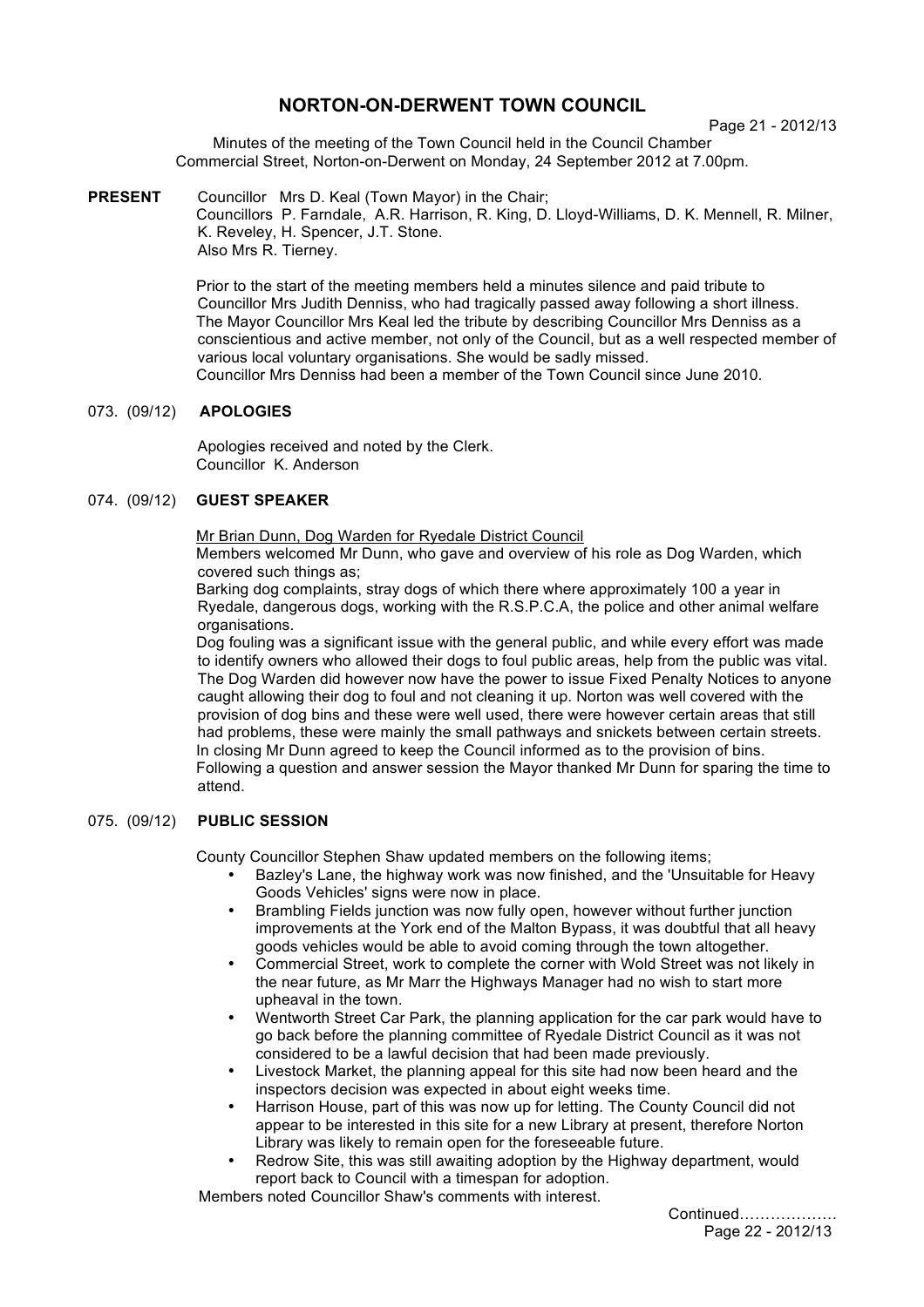# NORTON-ON-DERWENT TOWN COUNCIL

Minutes of the meeting of the Town Council held in the Council Chamber Commercial Street, Norton-on-Derwent on Monday, 24 September 2012 at 7.00pm.

**PRESENT** Councillor Mrs D. Keal (Town Mayor) in the Chair;
Councillors P. Farndale, A.R. Harrison, R. King, D. Lloyd-Williams, D. K. Mennell, R. Milner, K. Reveley, H. Spencer, J.T. Stone.
Also Mrs R. Tierney.

Prior to the start of the meeting members held a minutes silence and paid tribute to Councillor Mrs Judith Denniss, who had tragically passed away following a short illness. The Mayor Councillor Mrs Keal led the tribute by describing Councillor Mrs Denniss as a conscientious and active member, not only of the Council, but as a well respected member of various local voluntary organisations. She would be sadly missed.
Councillor Mrs Denniss had been a member of the Town Council since June 2010.

## 073. (09/12) APOLOGIES

Apologies received and noted by the Clerk.
Councillor K. Anderson

## 074. (09/12) GUEST SPEAKER

Mr Brian Dunn, Dog Warden for Ryedale District Council

Members welcomed Mr Dunn, who gave and overview of his role as Dog Warden, which covered such things as;

Barking dog complaints, stray dogs of which there where approximately 100 a year in Ryedale, dangerous dogs, working with the R.S.P.C.A, the police and other animal welfare organisations.

Dog fouling was a significant issue with the general public, and while every effort was made to identify owners who allowed their dogs to foul public areas, help from the public was vital. The Dog Warden did however now have the power to issue Fixed Penalty Notices to anyone caught allowing their dog to foul and not cleaning it up. Norton was well covered with the provision of dog bins and these were well used, there were however certain areas that still had problems, these were mainly the small pathways and snickets between certain streets.

In closing Mr Dunn agreed to keep the Council informed as to the provision of bins.

Following a question and answer session the Mayor thanked Mr Dunn for sparing the time to attend.

## 075. (09/12) PUBLIC SESSION

County Councillor Stephen Shaw updated members on the following items;

- Bazley's Lane, the highway work was now finished, and the 'Unsuitable for Heavy Goods Vehicles' signs were now in place.
- Brambling Fields junction was now fully open, however without further junction improvements at the York end of the Malton Bypass, it was doubtful that all heavy goods vehicles would be able to avoid coming through the town altogether.
- Commercial Street, work to complete the corner with Wold Street was not likely in the near future, as Mr Marr the Highways Manager had no wish to start more upheaval in the town.
- Wentworth Street Car Park, the planning application for the car park would have to go back before the planning committee of Ryedale District Council as it was not considered to be a lawful decision that had been made previously.
- Livestock Market, the planning appeal for this site had now been heard and the inspectors decision was expected in about eight weeks time.
- Harrison House, part of this was now up for letting. The County Council did not appear to be interested in this site for a new Library at present, therefore Norton Library was likely to remain open for the foreseeable future.
- Redrow Site, this was still awaiting adoption by the Highway department, would report back to Council with a timespan for adoption.

Members noted Councillor Shaw's comments with interest.

Continued………………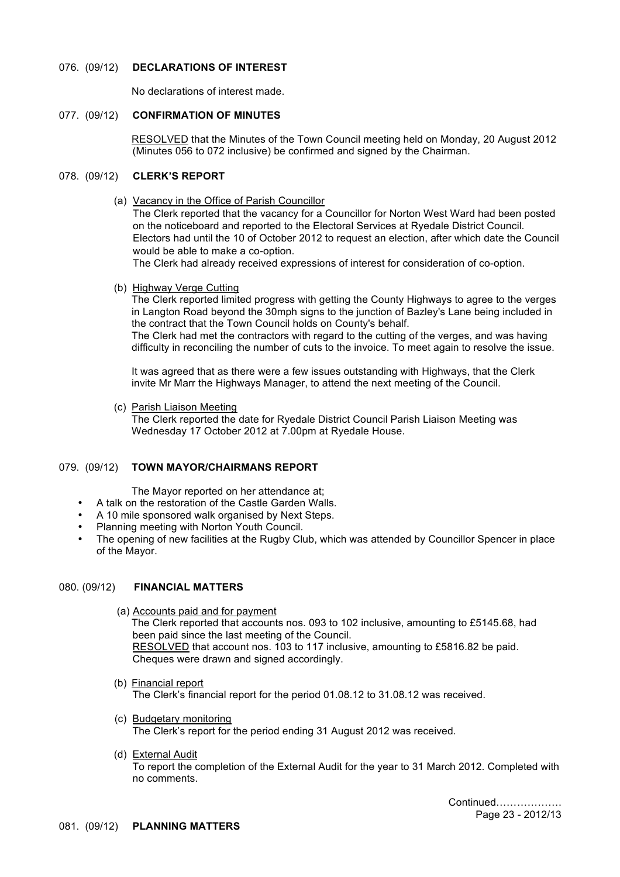### 076. (09/12) **DECLARATIONS OF INTEREST**

No declarations of interest made.

### 077. (09/12) **CONFIRMATION OF MINUTES**

RESOLVED that the Minutes of the Town Council meeting held on Monday, 20 August 2012 (Minutes 056 to 072 inclusive) be confirmed and signed by the Chairman.

### 078. (09/12) **CLERK'S REPORT**

(a) Vacancy in the Office of Parish Councillor

The Clerk reported that the vacancy for a Councillor for Norton West Ward had been posted on the noticeboard and reported to the Electoral Services at Ryedale District Council. Electors had until the 10 of October 2012 to request an election, after which date the Council would be able to make a co-option.

The Clerk had already received expressions of interest for consideration of co-option.

(b) Highway Verge Cutting

The Clerk reported limited progress with getting the County Highways to agree to the verges in Langton Road beyond the 30mph signs to the junction of Bazley's Lane being included in the contract that the Town Council holds on County's behalf.

The Clerk had met the contractors with regard to the cutting of the verges, and was having difficulty in reconciling the number of cuts to the invoice. To meet again to resolve the issue.

It was agreed that as there were a few issues outstanding with Highways, that the Clerk invite Mr Marr the Highways Manager, to attend the next meeting of the Council.

(c) Parish Liaison Meeting

The Clerk reported the date for Ryedale District Council Parish Liaison Meeting was Wednesday 17 October 2012 at 7.00pm at Ryedale House.

### 079. (09/12) **TOWN MAYOR/CHAIRMANS REPORT**

The Mayor reported on her attendance at;

- A talk on the restoration of the Castle Garden Walls.
- A 10 mile sponsored walk organised by Next Steps.
- Planning meeting with Norton Youth Council.
- The opening of new facilities at the Rugby Club, which was attended by Councillor Spencer in place of the Mayor.

### 080. (09/12) **FINANCIAL MATTERS**

(a) Accounts paid and for payment

The Clerk reported that accounts nos. 093 to 102 inclusive, amounting to £5145.68, had been paid since the last meeting of the Council.

RESOLVED that account nos. 103 to 117 inclusive, amounting to £5816.82 be paid. Cheques were drawn and signed accordingly.

(b) Financial report

The Clerk's financial report for the period 01.08.12 to 31.08.12 was received.

(c) Budgetary monitoring

The Clerk's report for the period ending 31 August 2012 was received.

(d) External Audit

To report the completion of the External Audit for the year to 31 March 2012. Completed with no comments.

Continued………………

### 081. (09/12) **PLANNING MATTERS**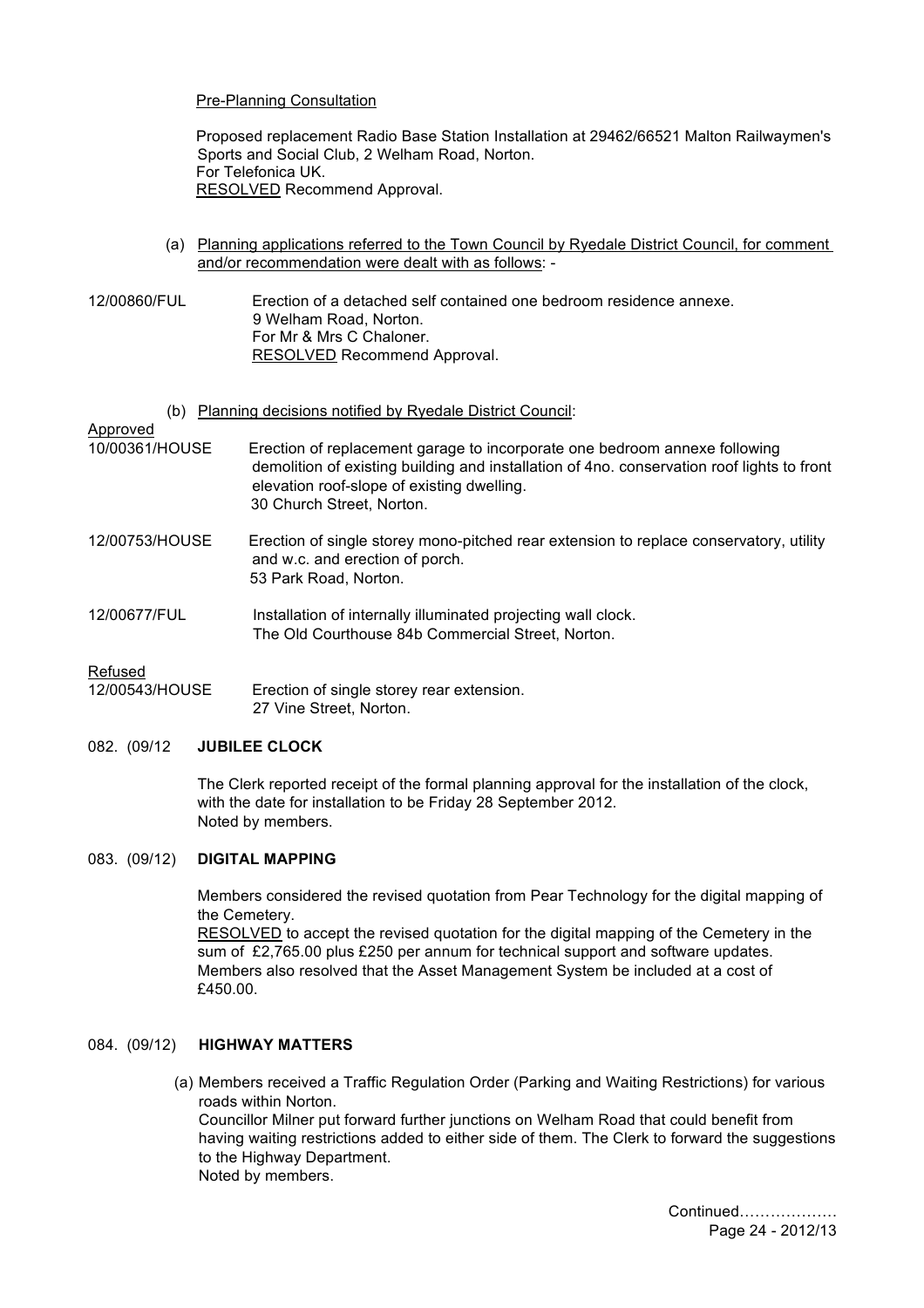Pre-Planning Consultation

Proposed replacement Radio Base Station Installation at 29462/66521 Malton Railwaymen's Sports and Social Club, 2 Welham Road, Norton.
For Telefonica UK.
RESOLVED Recommend Approval.

(a) Planning applications referred to the Town Council by Ryedale District Council, for comment and/or recommendation were dealt with as follows: -

12/00860/FUL — Erection of a detached self contained one bedroom residence annexe.
9 Welham Road, Norton.
For Mr & Mrs C Chaloner.
RESOLVED Recommend Approval.

(b) Planning decisions notified by Ryedale District Council:

Approved

10/00361/HOUSE — Erection of replacement garage to incorporate one bedroom annexe following demolition of existing building and installation of 4no. conservation roof lights to front elevation roof-slope of existing dwelling.
30 Church Street, Norton.

12/00753/HOUSE — Erection of single storey mono-pitched rear extension to replace conservatory, utility and w.c. and erection of porch.
53 Park Road, Norton.

12/00677/FUL — Installation of internally illuminated projecting wall clock.
The Old Courthouse 84b Commercial Street, Norton.

Refused

12/00543/HOUSE — Erection of single storey rear extension.
27 Vine Street, Norton.

082. (09/12 **JUBILEE CLOCK**

The Clerk reported receipt of the formal planning approval for the installation of the clock, with the date for installation to be Friday 28 September 2012.
Noted by members.

083. (09/12) **DIGITAL MAPPING**

Members considered the revised quotation from Pear Technology for the digital mapping of the Cemetery.
RESOLVED to accept the revised quotation for the digital mapping of the Cemetery in the sum of £2,765.00 plus £250 per annum for technical support and software updates.
Members also resolved that the Asset Management System be included at a cost of £450.00.

084. (09/12) **HIGHWAY MATTERS**

(a) Members received a Traffic Regulation Order (Parking and Waiting Restrictions) for various roads within Norton.
Councillor Milner put forward further junctions on Welham Road that could benefit from having waiting restrictions added to either side of them. The Clerk to forward the suggestions to the Highway Department.
Noted by members.

Continued……………….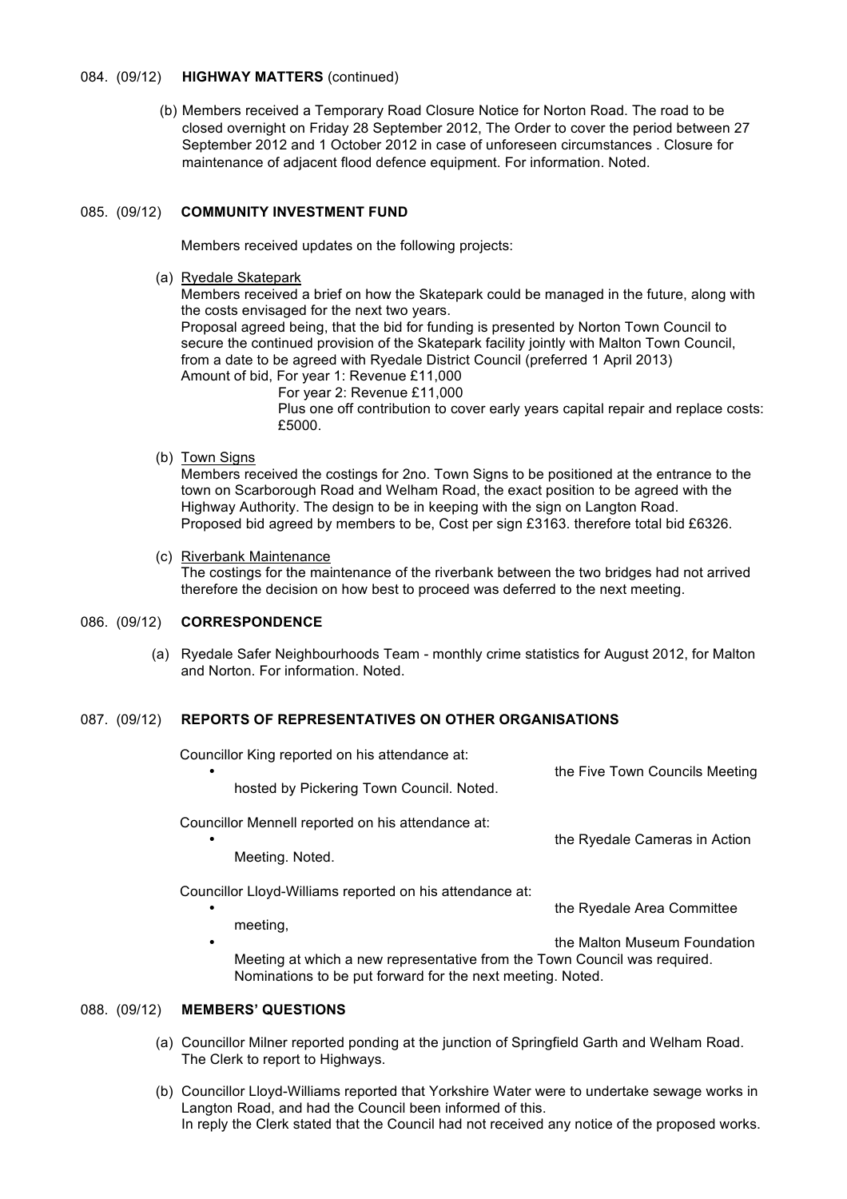084. (09/12) **HIGHWAY MATTERS** (continued)

(b) Members received a Temporary Road Closure Notice for Norton Road. The road to be closed overnight on Friday 28 September 2012, The Order to cover the period between 27 September 2012 and 1 October 2012 in case of unforeseen circumstances . Closure for maintenance of adjacent flood defence equipment. For information. Noted.

085. (09/12) **COMMUNITY INVESTMENT FUND**

Members received updates on the following projects:

(a) Ryedale Skatepark

Members received a brief on how the Skatepark could be managed in the future, along with the costs envisaged for the next two years.

Proposal agreed being, that the bid for funding is presented by Norton Town Council to secure the continued provision of the Skatepark facility jointly with Malton Town Council, from a date to be agreed with Ryedale District Council (preferred 1 April 2013)

Amount of bid, For year 1: Revenue £11,000

For year 2: Revenue £11,000

Plus one off contribution to cover early years capital repair and replace costs: £5000.

(b) Town Signs

Members received the costings for 2no. Town Signs to be positioned at the entrance to the town on Scarborough Road and Welham Road, the exact position to be agreed with the Highway Authority. The design to be in keeping with the sign on Langton Road.

Proposed bid agreed by members to be, Cost per sign £3163. therefore total bid £6326.

(c) Riverbank Maintenance

The costings for the maintenance of the riverbank between the two bridges had not arrived therefore the decision on how best to proceed was deferred to the next meeting.

086. (09/12) **CORRESPONDENCE**

(a) Ryedale Safer Neighbourhoods Team - monthly crime statistics for August 2012, for Malton and Norton. For information. Noted.

087. (09/12) **REPORTS OF REPRESENTATIVES ON OTHER ORGANISATIONS**

Councillor King reported on his attendance at:

- the Five Town Councils Meeting hosted by Pickering Town Council. Noted.

Councillor Mennell reported on his attendance at:

- the Ryedale Cameras in Action Meeting. Noted.

Councillor Lloyd-Williams reported on his attendance at:

- the Ryedale Area Committee meeting,
- the Malton Museum Foundation Meeting at which a new representative from the Town Council was required. Nominations to be put forward for the next meeting. Noted.

088. (09/12) **MEMBERS' QUESTIONS**

(a) Councillor Milner reported ponding at the junction of Springfield Garth and Welham Road. The Clerk to report to Highways.

(b) Councillor Lloyd-Williams reported that Yorkshire Water were to undertake sewage works in Langton Road, and had the Council been informed of this.

In reply the Clerk stated that the Council had not received any notice of the proposed works.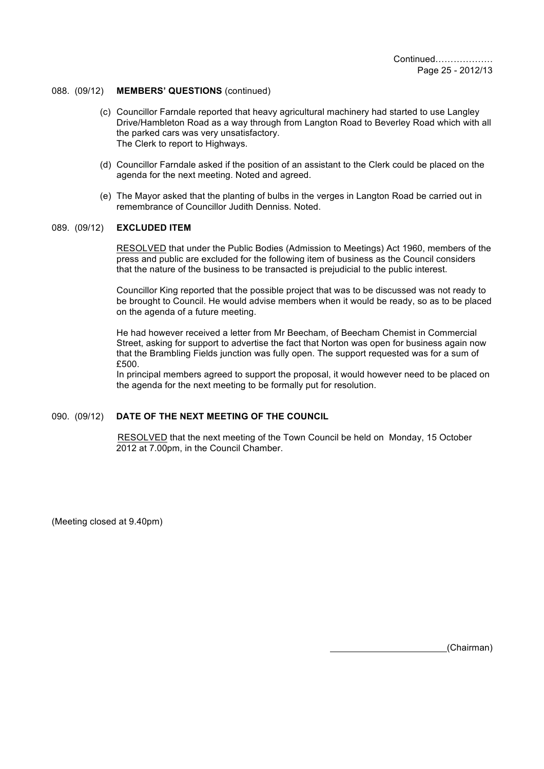Continued………………
Page 25 - 2012/13

088. (09/12) **MEMBERS' QUESTIONS** (continued)

(c) Councillor Farndale reported that heavy agricultural machinery had started to use Langley Drive/Hambleton Road as a way through from Langton Road to Beverley Road which with all the parked cars was very unsatisfactory.
The Clerk to report to Highways.

(d) Councillor Farndale asked if the position of an assistant to the Clerk could be placed on the agenda for the next meeting. Noted and agreed.

(e) The Mayor asked that the planting of bulbs in the verges in Langton Road be carried out in remembrance of Councillor Judith Denniss. Noted.

089. (09/12) **EXCLUDED ITEM**

RESOLVED that under the Public Bodies (Admission to Meetings) Act 1960, members of the press and public are excluded for the following item of business as the Council considers that the nature of the business to be transacted is prejudicial to the public interest.

Councillor King reported that the possible project that was to be discussed was not ready to be brought to Council. He would advise members when it would be ready, so as to be placed on the agenda of a future meeting.

He had however received a letter from Mr Beecham, of Beecham Chemist in Commercial Street, asking for support to advertise the fact that Norton was open for business again now that the Brambling Fields junction was fully open. The support requested was for a sum of £500.
In principal members agreed to support the proposal, it would however need to be placed on the agenda for the next meeting to be formally put for resolution.

090. (09/12) **DATE OF THE NEXT MEETING OF THE COUNCIL**

RESOLVED that the next meeting of the Town Council be held on Monday, 15 October 2012 at 7.00pm, in the Council Chamber.

(Meeting closed at 9.40pm)

_______________________(Chairman)